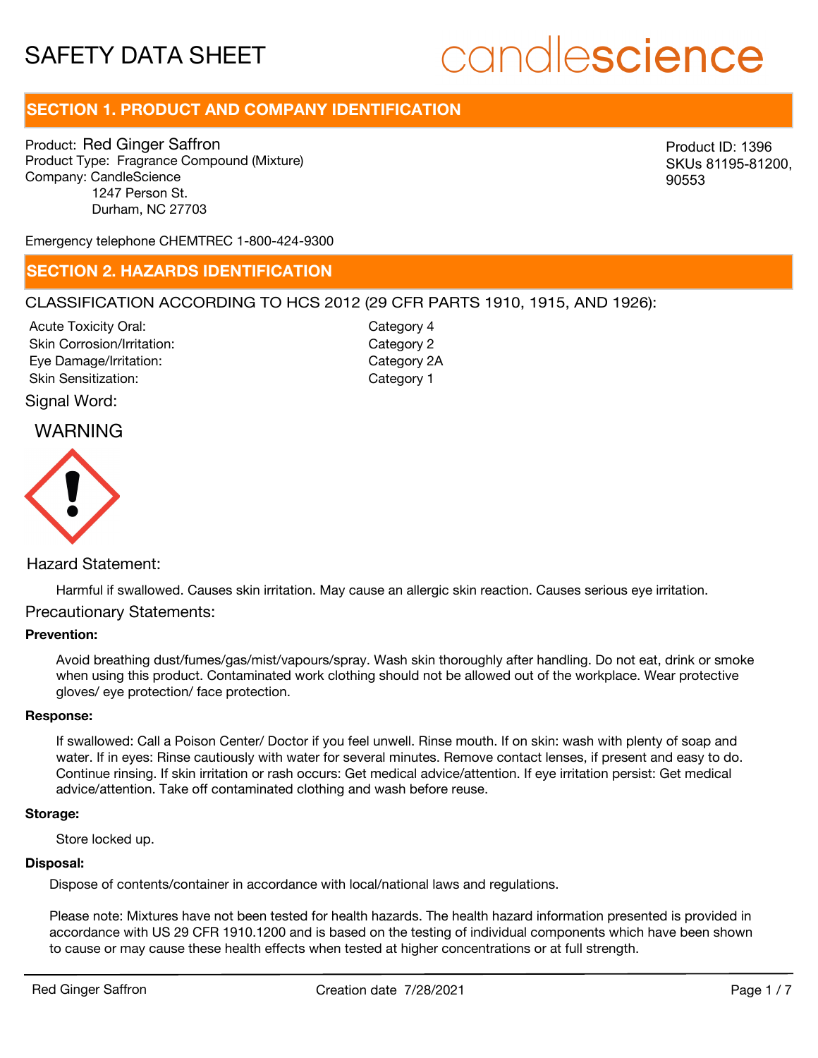# SAFETY DATA SHEET

candlescience

## SECTION 1. PRODUCT AND COMPANY IDENTIFICATION

Product: Red Ginger Saffron
Product Type: Fragrance Compound (Mixture)
Company: CandleScience
1247 Person St.
Durham, NC 27703

Product ID: 1396
SKUs 81195-81200, 90553

Emergency telephone CHEMTREC 1-800-424-9300

## SECTION 2. HAZARDS IDENTIFICATION

CLASSIFICATION ACCORDING TO HCS 2012 (29 CFR PARTS 1910, 1915, AND 1926):

| | |
|---|---|
| Acute Toxicity Oral: | Category 4 |
| Skin Corrosion/Irritation: | Category 2 |
| Eye Damage/Irritation: | Category 2A |
| Skin Sensitization: | Category 1 |

Signal Word:

WARNING

Hazard Statement:

Harmful if swallowed. Causes skin irritation. May cause an allergic skin reaction. Causes serious eye irritation.

Precautionary Statements:

**Prevention:**

Avoid breathing dust/fumes/gas/mist/vapours/spray. Wash skin thoroughly after handling. Do not eat, drink or smoke when using this product. Contaminated work clothing should not be allowed out of the workplace. Wear protective gloves/ eye protection/ face protection.

**Response:**

If swallowed: Call a Poison Center/ Doctor if you feel unwell. Rinse mouth. If on skin: wash with plenty of soap and water. If in eyes: Rinse cautiously with water for several minutes. Remove contact lenses, if present and easy to do. Continue rinsing. If skin irritation or rash occurs: Get medical advice/attention. If eye irritation persist: Get medical advice/attention. Take off contaminated clothing and wash before reuse.

**Storage:**

Store locked up.

**Disposal:**

Dispose of contents/container in accordance with local/national laws and regulations.

Please note: Mixtures have not been tested for health hazards. The health hazard information presented is provided in accordance with US 29 CFR 1910.1200 and is based on the testing of individual components which have been shown to cause or may cause these health effects when tested at higher concentrations or at full strength.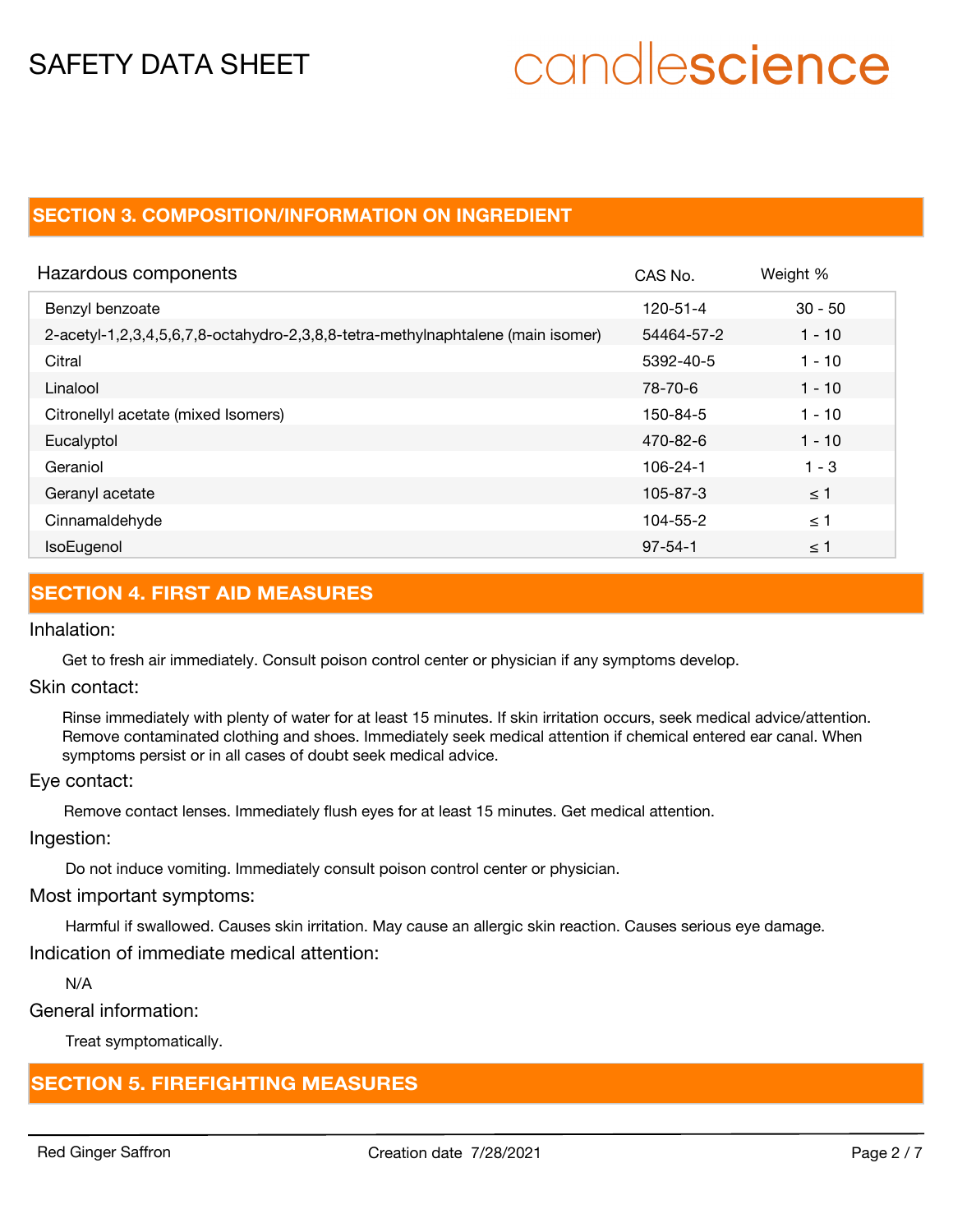## SECTION 3. COMPOSITION/INFORMATION ON INGREDIENT

| Hazardous components | CAS No. | Weight % |
| --- | --- | --- |
| Benzyl benzoate | 120-51-4 | 30 - 50 |
| 2-acetyl-1,2,3,4,5,6,7,8-octahydro-2,3,8,8-tetra-methylnaphtalene (main isomer) | 54464-57-2 | 1 - 10 |
| Citral | 5392-40-5 | 1 - 10 |
| Linalool | 78-70-6 | 1 - 10 |
| Citronellyl acetate (mixed Isomers) | 150-84-5 | 1 - 10 |
| Eucalyptol | 470-82-6 | 1 - 10 |
| Geraniol | 106-24-1 | 1 - 3 |
| Geranyl acetate | 105-87-3 | ≤ 1 |
| Cinnamaldehyde | 104-55-2 | ≤ 1 |
| IsoEugenol | 97-54-1 | ≤ 1 |

## SECTION 4. FIRST AID MEASURES

### Inhalation:

Get to fresh air immediately. Consult poison control center or physician if any symptoms develop.

### Skin contact:

Rinse immediately with plenty of water for at least 15 minutes. If skin irritation occurs, seek medical advice/attention. Remove contaminated clothing and shoes. Immediately seek medical attention if chemical entered ear canal. When symptoms persist or in all cases of doubt seek medical advice.

### Eye contact:

Remove contact lenses. Immediately flush eyes for at least 15 minutes. Get medical attention.

### Ingestion:

Do not induce vomiting. Immediately consult poison control center or physician.

### Most important symptoms:

Harmful if swallowed. Causes skin irritation. May cause an allergic skin reaction. Causes serious eye damage.

### Indication of immediate medical attention:

N/A

### General information:

Treat symptomatically.

## SECTION 5. FIREFIGHTING MEASURES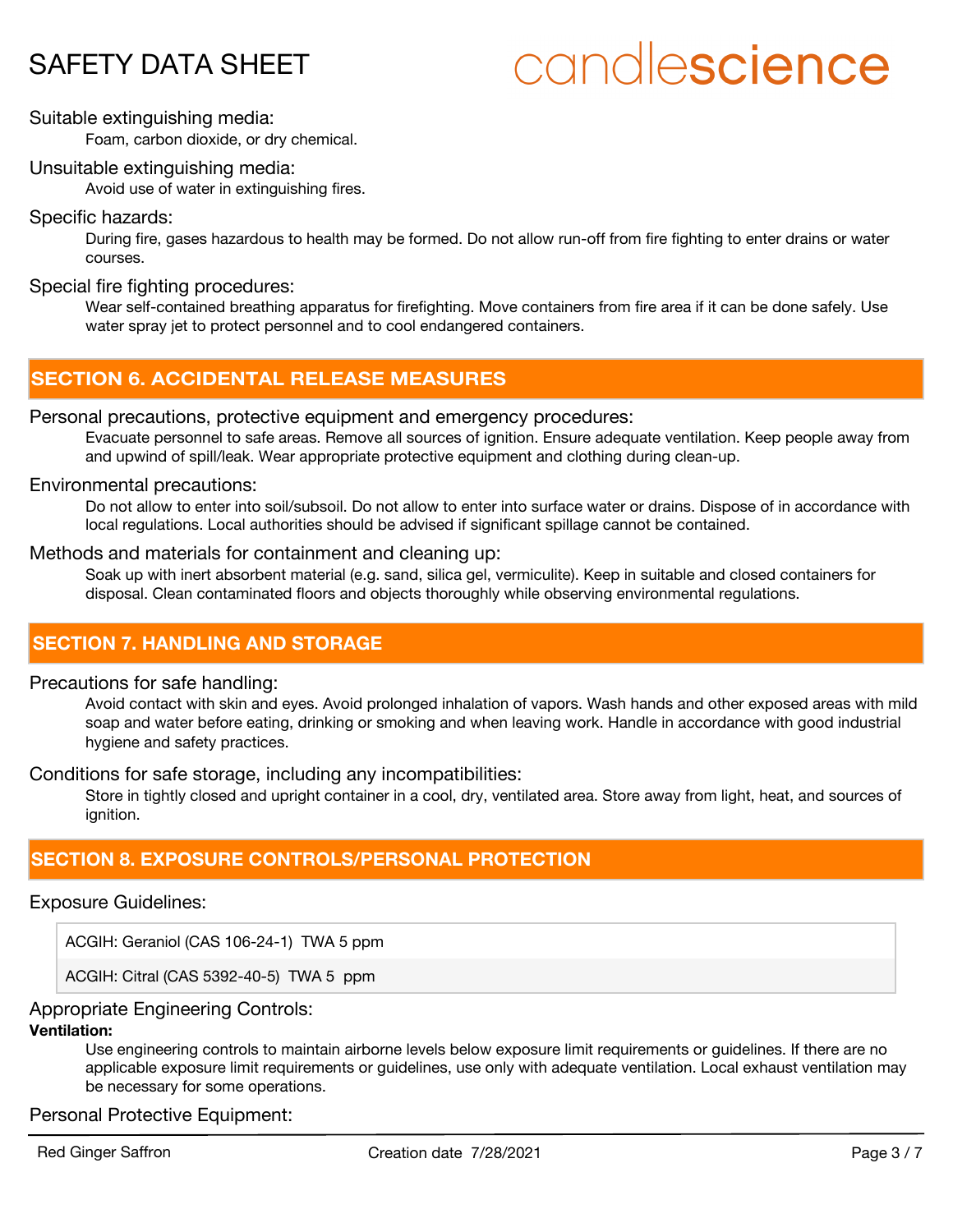Suitable extinguishing media:

Foam, carbon dioxide, or dry chemical.

Unsuitable extinguishing media:

Avoid use of water in extinguishing fires.

Specific hazards:

During fire, gases hazardous to health may be formed. Do not allow run-off from fire fighting to enter drains or water courses.

Special fire fighting procedures:

Wear self-contained breathing apparatus for firefighting. Move containers from fire area if it can be done safely. Use water spray jet to protect personnel and to cool endangered containers.

## SECTION 6. ACCIDENTAL RELEASE MEASURES

Personal precautions, protective equipment and emergency procedures:

Evacuate personnel to safe areas. Remove all sources of ignition. Ensure adequate ventilation. Keep people away from and upwind of spill/leak. Wear appropriate protective equipment and clothing during clean-up.

Environmental precautions:

Do not allow to enter into soil/subsoil. Do not allow to enter into surface water or drains. Dispose of in accordance with local regulations. Local authorities should be advised if significant spillage cannot be contained.

Methods and materials for containment and cleaning up:

Soak up with inert absorbent material (e.g. sand, silica gel, vermiculite). Keep in suitable and closed containers for disposal. Clean contaminated floors and objects thoroughly while observing environmental regulations.

## SECTION 7. HANDLING AND STORAGE

Precautions for safe handling:

Avoid contact with skin and eyes. Avoid prolonged inhalation of vapors. Wash hands and other exposed areas with mild soap and water before eating, drinking or smoking and when leaving work. Handle in accordance with good industrial hygiene and safety practices.

Conditions for safe storage, including any incompatibilities:

Store in tightly closed and upright container in a cool, dry, ventilated area. Store away from light, heat, and sources of ignition.

## SECTION 8. EXPOSURE CONTROLS/PERSONAL PROTECTION

Exposure Guidelines:

| |
|---|
| ACGIH: Geraniol (CAS 106-24-1) TWA 5 ppm |
| ACGIH: Citral (CAS 5392-40-5) TWA 5 ppm |

Appropriate Engineering Controls:

**Ventilation:**

Use engineering controls to maintain airborne levels below exposure limit requirements or guidelines. If there are no applicable exposure limit requirements or guidelines, use only with adequate ventilation. Local exhaust ventilation may be necessary for some operations.

Personal Protective Equipment: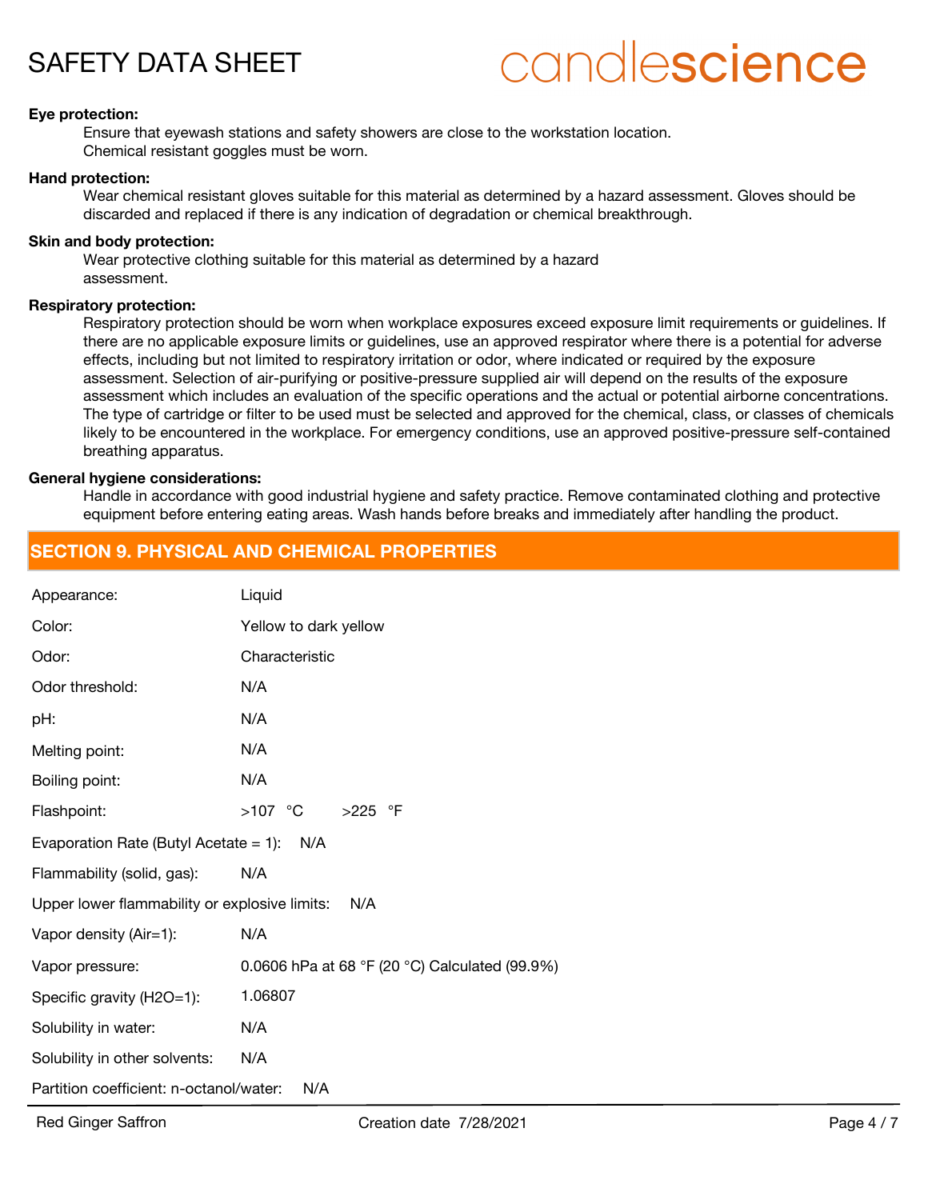**Eye protection:**

Ensure that eyewash stations and safety showers are close to the workstation location.
Chemical resistant goggles must be worn.

**Hand protection:**

Wear chemical resistant gloves suitable for this material as determined by a hazard assessment. Gloves should be discarded and replaced if there is any indication of degradation or chemical breakthrough.

**Skin and body protection:**

Wear protective clothing suitable for this material as determined by a hazard assessment.

**Respiratory protection:**

Respiratory protection should be worn when workplace exposures exceed exposure limit requirements or guidelines. If there are no applicable exposure limits or guidelines, use an approved respirator where there is a potential for adverse effects, including but not limited to respiratory irritation or odor, where indicated or required by the exposure assessment. Selection of air-purifying or positive-pressure supplied air will depend on the results of the exposure assessment which includes an evaluation of the specific operations and the actual or potential airborne concentrations. The type of cartridge or filter to be used must be selected and approved for the chemical, class, or classes of chemicals likely to be encountered in the workplace. For emergency conditions, use an approved positive-pressure self-contained breathing apparatus.

**General hygiene considerations:**

Handle in accordance with good industrial hygiene and safety practice. Remove contaminated clothing and protective equipment before entering eating areas. Wash hands before breaks and immediately after handling the product.

## SECTION 9. PHYSICAL AND CHEMICAL PROPERTIES

Appearance: Liquid

Color: Yellow to dark yellow

Odor: Characteristic

Odor threshold: N/A

pH: N/A

Melting point: N/A

Boiling point: N/A

Flashpoint: >107 °C >225 °F

Evaporation Rate (Butyl Acetate = 1): N/A

Flammability (solid, gas): N/A

Upper lower flammability or explosive limits: N/A

Vapor density (Air=1): N/A

Vapor pressure: 0.0606 hPa at 68 °F (20 °C) Calculated (99.9%)

Specific gravity (H2O=1): 1.06807

Solubility in water: N/A

Solubility in other solvents: N/A

Partition coefficient: n-octanol/water: N/A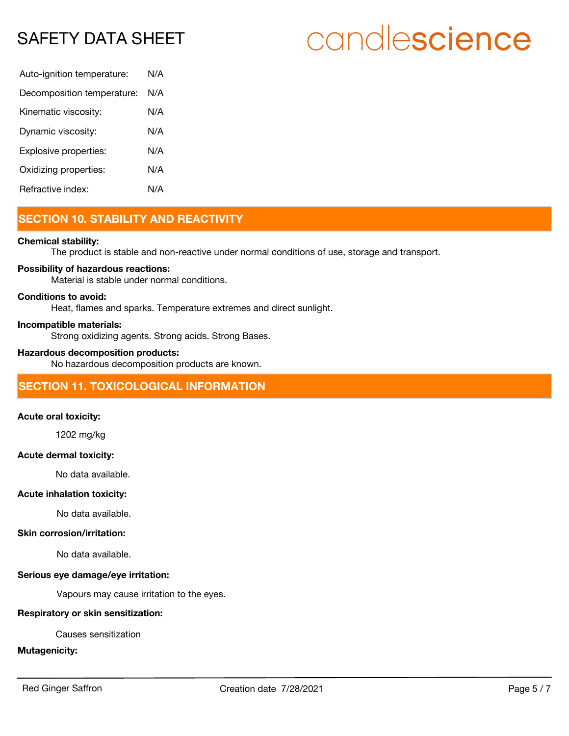| | |
|---|---|
| Auto-ignition temperature: | N/A |
| Decomposition temperature: | N/A |
| Kinematic viscosity: | N/A |
| Dynamic viscosity: | N/A |
| Explosive properties: | N/A |
| Oxidizing properties: | N/A |
| Refractive index: | N/A |

## SECTION 10. STABILITY AND REACTIVITY

**Chemical stability:**

The product is stable and non-reactive under normal conditions of use, storage and transport.

**Possibility of hazardous reactions:**

Material is stable under normal conditions.

**Conditions to avoid:**

Heat, flames and sparks. Temperature extremes and direct sunlight.

**Incompatible materials:**

Strong oxidizing agents. Strong acids. Strong Bases.

**Hazardous decomposition products:**

No hazardous decomposition products are known.

## SECTION 11. TOXICOLOGICAL INFORMATION

**Acute oral toxicity:**

1202 mg/kg

**Acute dermal toxicity:**

No data available.

**Acute inhalation toxicity:**

No data available.

**Skin corrosion/irritation:**

No data available.

**Serious eye damage/eye irritation:**

Vapours may cause irritation to the eyes.

**Respiratory or skin sensitization:**

Causes sensitization

**Mutagenicity:**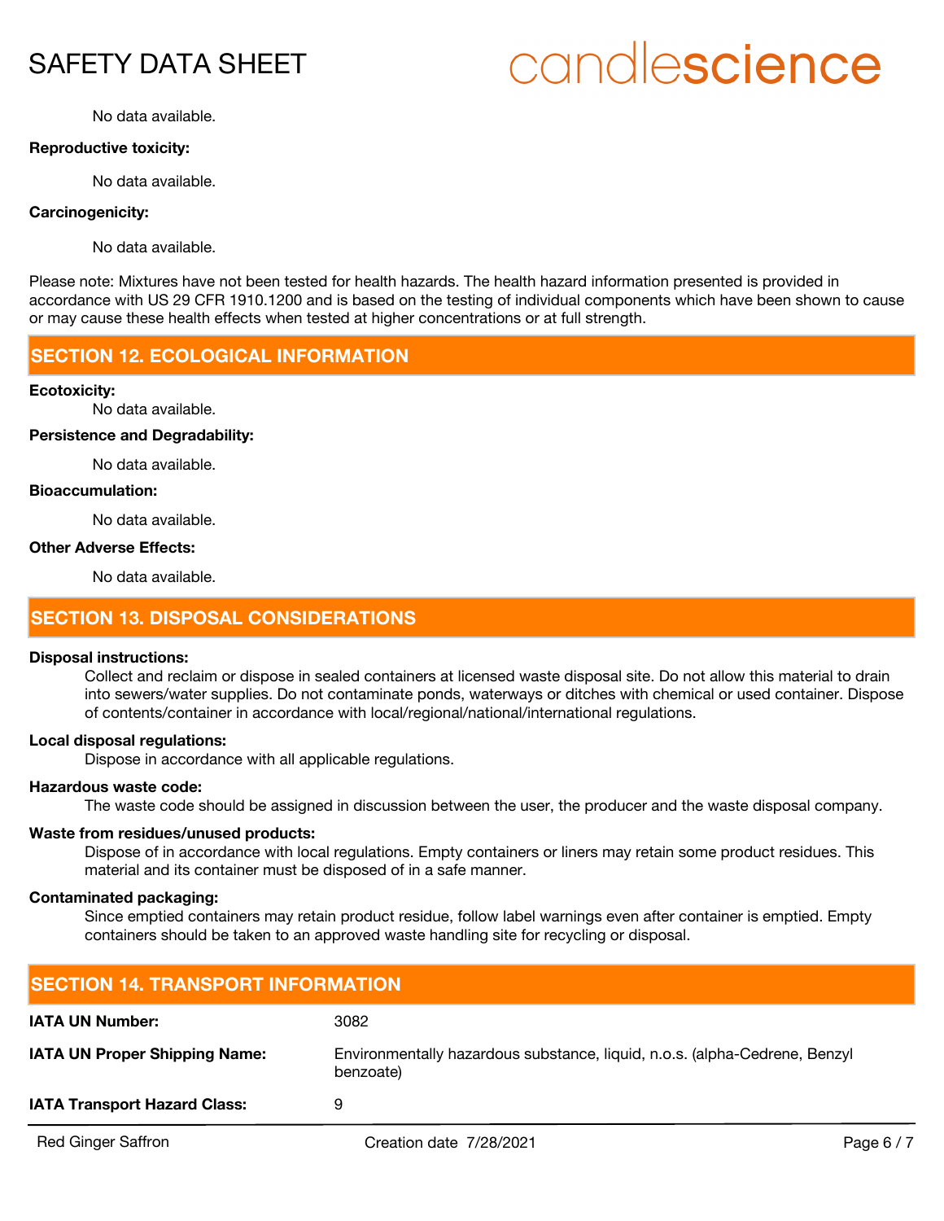No data available.

**Reproductive toxicity:**

No data available.

**Carcinogenicity:**

No data available.

Please note: Mixtures have not been tested for health hazards. The health hazard information presented is provided in accordance with US 29 CFR 1910.1200 and is based on the testing of individual components which have been shown to cause or may cause these health effects when tested at higher concentrations or at full strength.

## SECTION 12. ECOLOGICAL INFORMATION

**Ecotoxicity:**

No data available.

**Persistence and Degradability:**

No data available.

**Bioaccumulation:**

No data available.

**Other Adverse Effects:**

No data available.

## SECTION 13. DISPOSAL CONSIDERATIONS

**Disposal instructions:**

Collect and reclaim or dispose in sealed containers at licensed waste disposal site. Do not allow this material to drain into sewers/water supplies. Do not contaminate ponds, waterways or ditches with chemical or used container. Dispose of contents/container in accordance with local/regional/national/international regulations.

**Local disposal regulations:**

Dispose in accordance with all applicable regulations.

**Hazardous waste code:**

The waste code should be assigned in discussion between the user, the producer and the waste disposal company.

**Waste from residues/unused products:**

Dispose of in accordance with local regulations. Empty containers or liners may retain some product residues. This material and its container must be disposed of in a safe manner.

**Contaminated packaging:**

Since emptied containers may retain product residue, follow label warnings even after container is emptied. Empty containers should be taken to an approved waste handling site for recycling or disposal.

## SECTION 14. TRANSPORT INFORMATION

| | |
|---|---|
| **IATA UN Number:** | 3082 |
| **IATA UN Proper Shipping Name:** | Environmentally hazardous substance, liquid, n.o.s. (alpha-Cedrene, Benzyl benzoate) |
| **IATA Transport Hazard Class:** | 9 |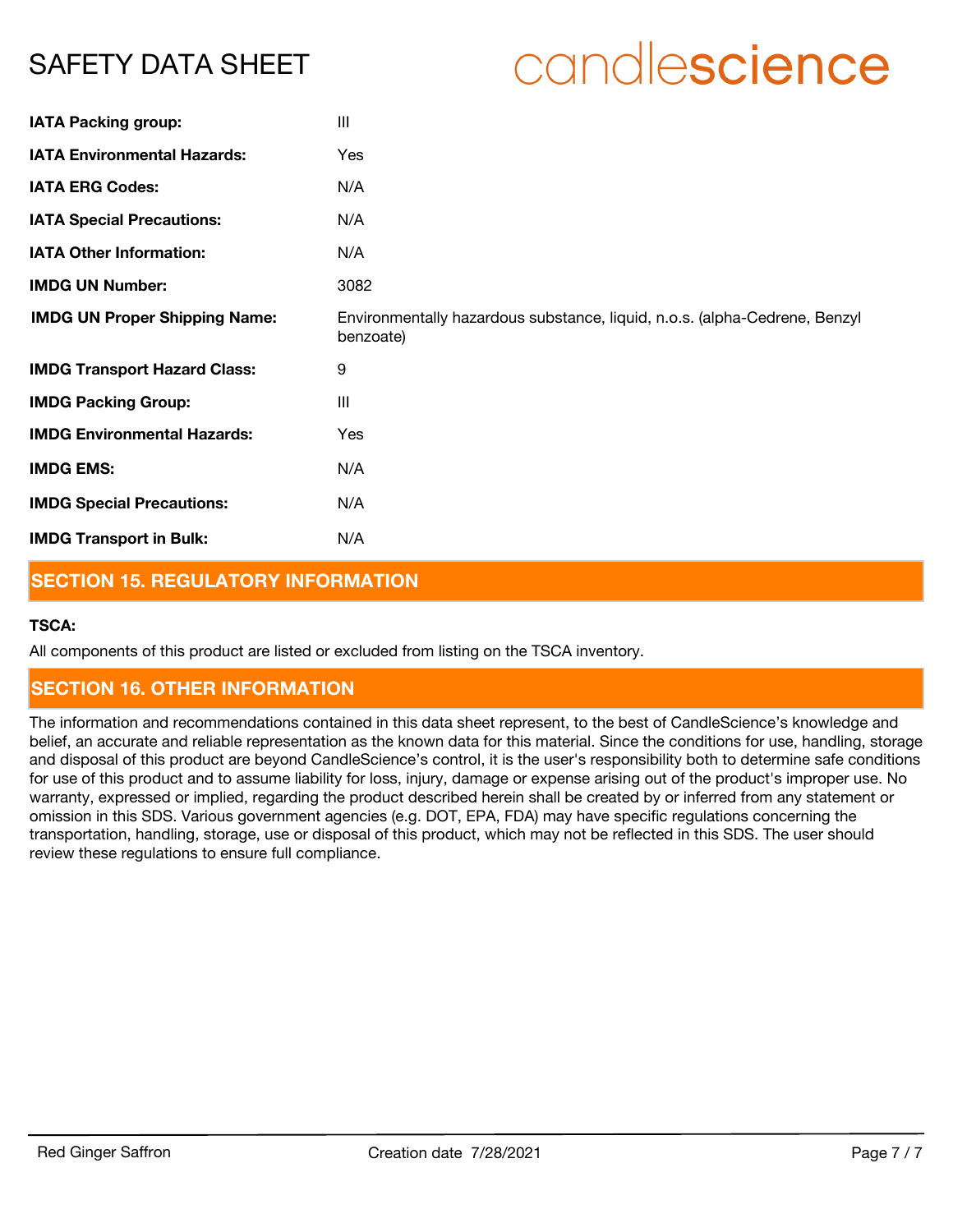| | |
|---|---|
| **IATA Packing group:** | III |
| **IATA Environmental Hazards:** | Yes |
| **IATA ERG Codes:** | N/A |
| **IATA Special Precautions:** | N/A |
| **IATA Other Information:** | N/A |
| **IMDG UN Number:** | 3082 |
| **IMDG UN Proper Shipping Name:** | Environmentally hazardous substance, liquid, n.o.s. (alpha-Cedrene, Benzyl benzoate) |
| **IMDG Transport Hazard Class:** | 9 |
| **IMDG Packing Group:** | III |
| **IMDG Environmental Hazards:** | Yes |
| **IMDG EMS:** | N/A |
| **IMDG Special Precautions:** | N/A |
| **IMDG Transport in Bulk:** | N/A |

## SECTION 15. REGULATORY INFORMATION

**TSCA:**

All components of this product are listed or excluded from listing on the TSCA inventory.

## SECTION 16. OTHER INFORMATION

The information and recommendations contained in this data sheet represent, to the best of CandleScience's knowledge and belief, an accurate and reliable representation as the known data for this material. Since the conditions for use, handling, storage and disposal of this product are beyond CandleScience's control, it is the user's responsibility both to determine safe conditions for use of this product and to assume liability for loss, injury, damage or expense arising out of the product's improper use. No warranty, expressed or implied, regarding the product described herein shall be created by or inferred from any statement or omission in this SDS. Various government agencies (e.g. DOT, EPA, FDA) may have specific regulations concerning the transportation, handling, storage, use or disposal of this product, which may not be reflected in this SDS. The user should review these regulations to ensure full compliance.